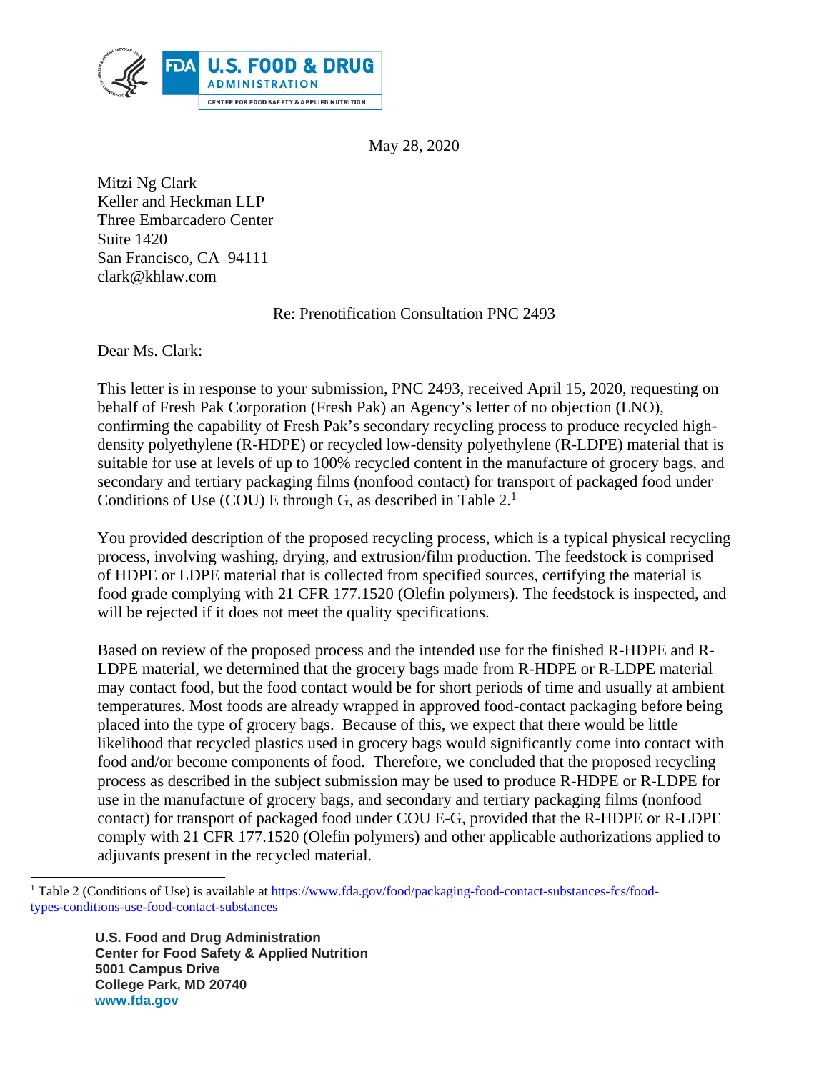U.S. FOOD & DRUG ADMINISTRATION
CENTER FOR FOOD SAFETY & APPLIED NUTRITION

May 28, 2020

Mitzi Ng Clark
Keller and Heckman LLP
Three Embarcadero Center
Suite 1420
San Francisco, CA 94111
clark@khlaw.com

Re: Prenotification Consultation PNC 2493

Dear Ms. Clark:

This letter is in response to your submission, PNC 2493, received April 15, 2020, requesting on behalf of Fresh Pak Corporation (Fresh Pak) an Agency's letter of no objection (LNO), confirming the capability of Fresh Pak's secondary recycling process to produce recycled high-density polyethylene (R-HDPE) or recycled low-density polyethylene (R-LDPE) material that is suitable for use at levels of up to 100% recycled content in the manufacture of grocery bags, and secondary and tertiary packaging films (nonfood contact) for transport of packaged food under Conditions of Use (COU) E through G, as described in Table 2.[1]

You provided description of the proposed recycling process, which is a typical physical recycling process, involving washing, drying, and extrusion/film production. The feedstock is comprised of HDPE or LDPE material that is collected from specified sources, certifying the material is food grade complying with 21 CFR 177.1520 (Olefin polymers). The feedstock is inspected, and will be rejected if it does not meet the quality specifications.

Based on review of the proposed process and the intended use for the finished R-HDPE and R-LDPE material, we determined that the grocery bags made from R-HDPE or R-LDPE material may contact food, but the food contact would be for short periods of time and usually at ambient temperatures. Most foods are already wrapped in approved food-contact packaging before being placed into the type of grocery bags. Because of this, we expect that there would be little likelihood that recycled plastics used in grocery bags would significantly come into contact with food and/or become components of food. Therefore, we concluded that the proposed recycling process as described in the subject submission may be used to produce R-HDPE or R-LDPE for use in the manufacture of grocery bags, and secondary and tertiary packaging films (nonfood contact) for transport of packaged food under COU E-G, provided that the R-HDPE or R-LDPE comply with 21 CFR 177.1520 (Olefin polymers) and other applicable authorizations applied to adjuvants present in the recycled material.

[1] Table 2 (Conditions of Use) is available at https://www.fda.gov/food/packaging-food-contact-substances-fcs/food-types-conditions-use-food-contact-substances

**U.S. Food and Drug Administration**
**Center for Food Safety & Applied Nutrition**
**5001 Campus Drive**
**College Park, MD 20740**
**www.fda.gov**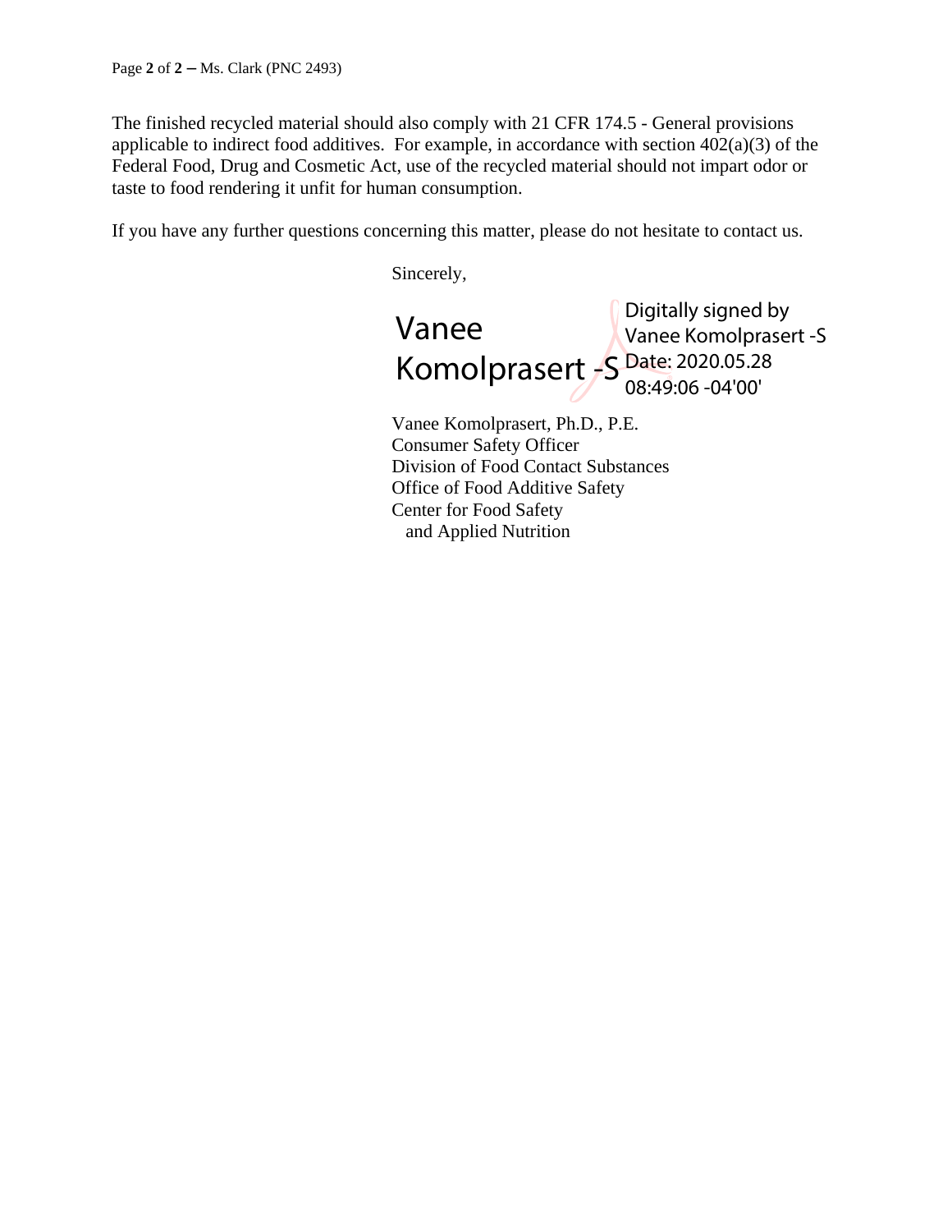The finished recycled material should also comply with 21 CFR 174.5 - General provisions applicable to indirect food additives. For example, in accordance with section 402(a)(3) of the Federal Food, Drug and Cosmetic Act, use of the recycled material should not impart odor or taste to food rendering it unfit for human consumption.

If you have any further questions concerning this matter, please do not hesitate to contact us.

Sincerely,

Vanee Komolprasert -S
Digitally signed by Vanee Komolprasert -S
Date: 2020.05.28 08:49:06 -04'00'

Vanee Komolprasert, Ph.D., P.E.
Consumer Safety Officer
Division of Food Contact Substances
Office of Food Additive Safety
Center for Food Safety
and Applied Nutrition